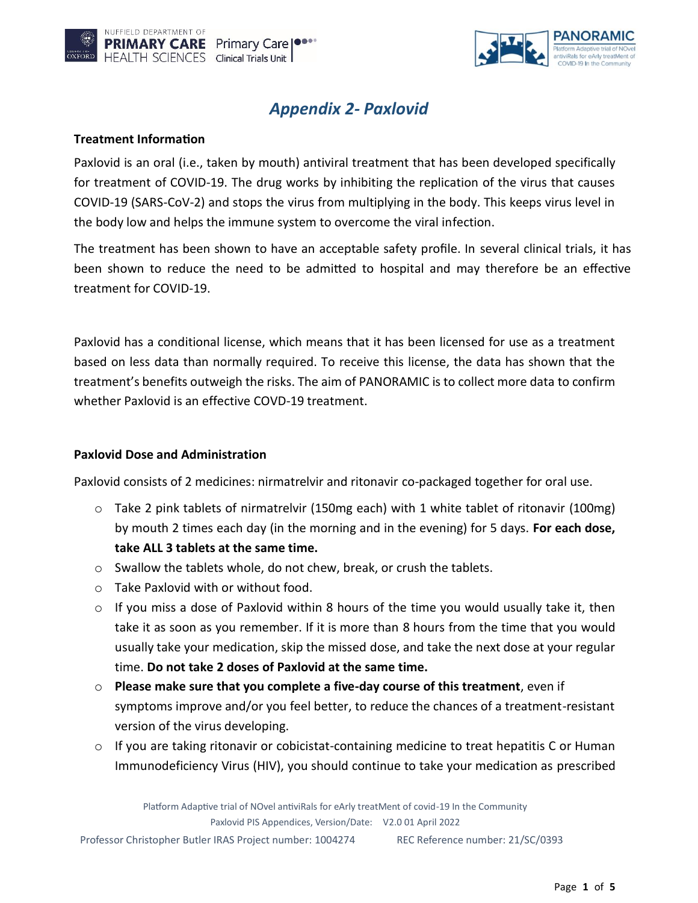# Appendix 2- Paxlovid

**Treatment Information**

Paxlovid is an oral (i.e., taken by mouth) antiviral treatment that has been developed specifically for treatment of COVID-19. The drug works by inhibiting the replication of the virus that causes COVID-19 (SARS-CoV-2) and stops the virus from multiplying in the body. This keeps virus level in the body low and helps the immune system to overcome the viral infection.

The treatment has been shown to have an acceptable safety profile. In several clinical trials, it has been shown to reduce the need to be admitted to hospital and may therefore be an effective treatment for COVID-19.

Paxlovid has a conditional license, which means that it has been licensed for use as a treatment based on less data than normally required. To receive this license, the data has shown that the treatment's benefits outweigh the risks. The aim of PANORAMIC is to collect more data to confirm whether Paxlovid is an effective COVD-19 treatment.

**Paxlovid Dose and Administration**

Paxlovid consists of 2 medicines: nirmatrelvir and ritonavir co-packaged together for oral use.

- Take 2 pink tablets of nirmatrelvir (150mg each) with 1 white tablet of ritonavir (100mg) by mouth 2 times each day (in the morning and in the evening) for 5 days. **For each dose, take ALL 3 tablets at the same time.**
- Swallow the tablets whole, do not chew, break, or crush the tablets.
- Take Paxlovid with or without food.
- If you miss a dose of Paxlovid within 8 hours of the time you would usually take it, then take it as soon as you remember. If it is more than 8 hours from the time that you would usually take your medication, skip the missed dose, and take the next dose at your regular time. **Do not take 2 doses of Paxlovid at the same time.**
- **Please make sure that you complete a five-day course of this treatment**, even if symptoms improve and/or you feel better, to reduce the chances of a treatment-resistant version of the virus developing.
- If you are taking ritonavir or cobicistat-containing medicine to treat hepatitis C or Human Immunodeficiency Virus (HIV), you should continue to take your medication as prescribed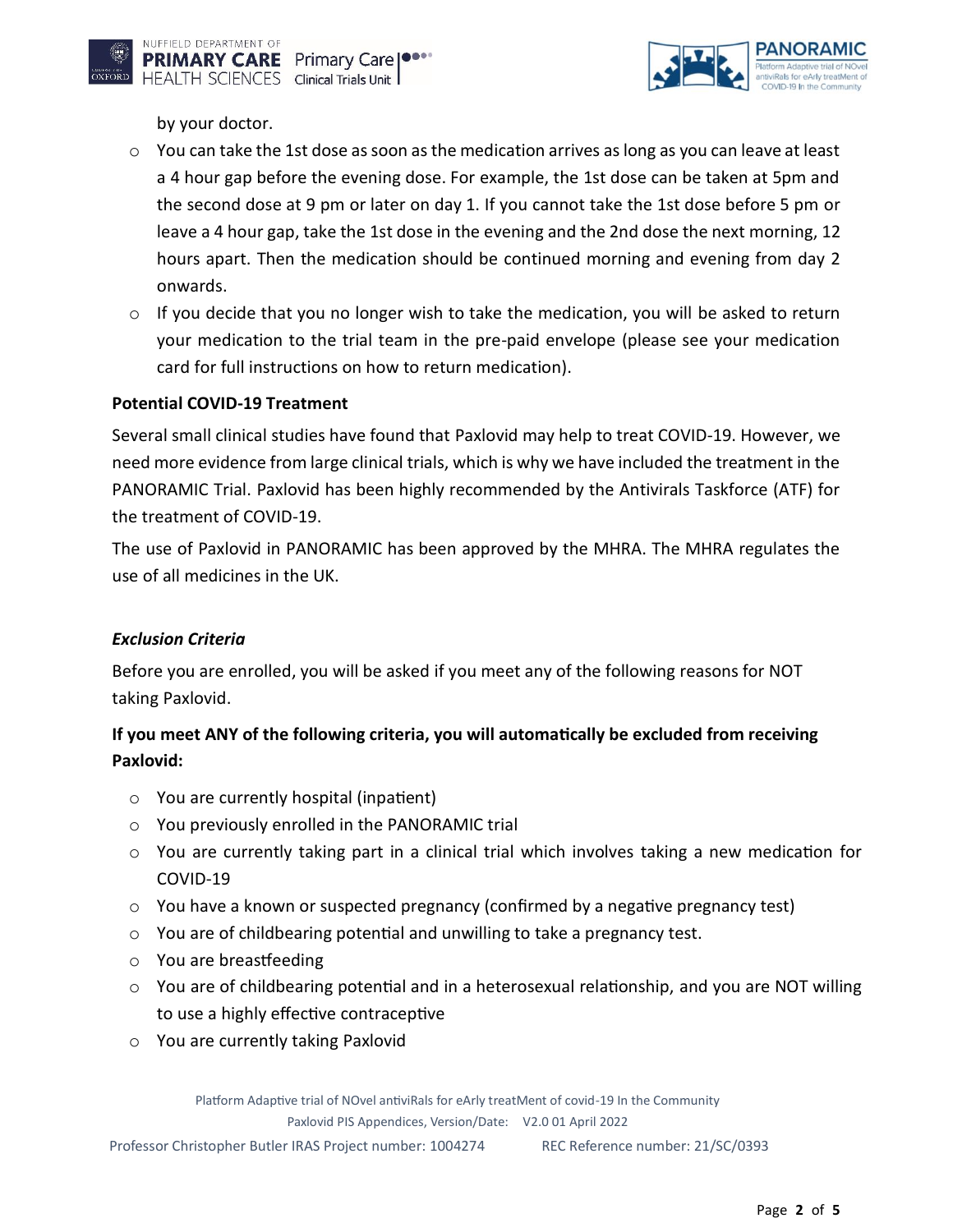by your doctor.

- You can take the 1st dose as soon as the medication arrives as long as you can leave at least a 4 hour gap before the evening dose. For example, the 1st dose can be taken at 5pm and the second dose at 9 pm or later on day 1. If you cannot take the 1st dose before 5 pm or leave a 4 hour gap, take the 1st dose in the evening and the 2nd dose the next morning, 12 hours apart. Then the medication should be continued morning and evening from day 2 onwards.
- If you decide that you no longer wish to take the medication, you will be asked to return your medication to the trial team in the pre-paid envelope (please see your medication card for full instructions on how to return medication).

**Potential COVID-19 Treatment**

Several small clinical studies have found that Paxlovid may help to treat COVID-19. However, we need more evidence from large clinical trials, which is why we have included the treatment in the PANORAMIC Trial. Paxlovid has been highly recommended by the Antivirals Taskforce (ATF) for the treatment of COVID-19.

The use of Paxlovid in PANORAMIC has been approved by the MHRA. The MHRA regulates the use of all medicines in the UK.

***Exclusion Criteria***

Before you are enrolled, you will be asked if you meet any of the following reasons for NOT taking Paxlovid.

**If you meet ANY of the following criteria, you will automatically be excluded from receiving Paxlovid:**

- You are currently hospital (inpatient)
- You previously enrolled in the PANORAMIC trial
- You are currently taking part in a clinical trial which involves taking a new medication for COVID-19
- You have a known or suspected pregnancy (confirmed by a negative pregnancy test)
- You are of childbearing potential and unwilling to take a pregnancy test.
- You are breastfeeding
- You are of childbearing potential and in a heterosexual relationship, and you are NOT willing to use a highly effective contraceptive
- You are currently taking Paxlovid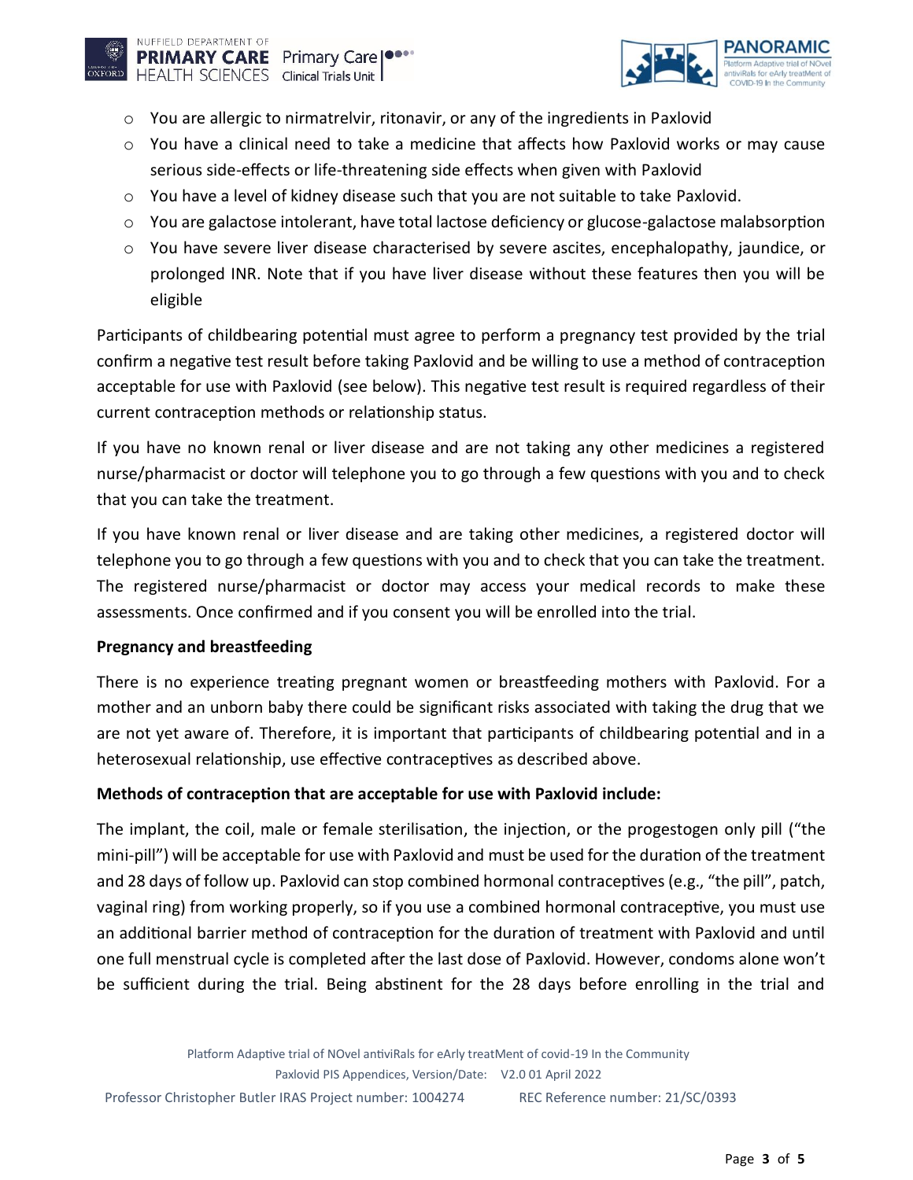- You are allergic to nirmatrelvir, ritonavir, or any of the ingredients in Paxlovid
- You have a clinical need to take a medicine that affects how Paxlovid works or may cause serious side-effects or life-threatening side effects when given with Paxlovid
- You have a level of kidney disease such that you are not suitable to take Paxlovid.
- You are galactose intolerant, have total lactose deficiency or glucose-galactose malabsorption
- You have severe liver disease characterised by severe ascites, encephalopathy, jaundice, or prolonged INR. Note that if you have liver disease without these features then you will be eligible

Participants of childbearing potential must agree to perform a pregnancy test provided by the trial confirm a negative test result before taking Paxlovid and be willing to use a method of contraception acceptable for use with Paxlovid (see below). This negative test result is required regardless of their current contraception methods or relationship status.

If you have no known renal or liver disease and are not taking any other medicines a registered nurse/pharmacist or doctor will telephone you to go through a few questions with you and to check that you can take the treatment.

If you have known renal or liver disease and are taking other medicines, a registered doctor will telephone you to go through a few questions with you and to check that you can take the treatment. The registered nurse/pharmacist or doctor may access your medical records to make these assessments. Once confirmed and if you consent you will be enrolled into the trial.

**Pregnancy and breastfeeding**

There is no experience treating pregnant women or breastfeeding mothers with Paxlovid. For a mother and an unborn baby there could be significant risks associated with taking the drug that we are not yet aware of. Therefore, it is important that participants of childbearing potential and in a heterosexual relationship, use effective contraceptives as described above.

**Methods of contraception that are acceptable for use with Paxlovid include:**

The implant, the coil, male or female sterilisation, the injection, or the progestogen only pill ("the mini-pill") will be acceptable for use with Paxlovid and must be used for the duration of the treatment and 28 days of follow up. Paxlovid can stop combined hormonal contraceptives (e.g., "the pill", patch, vaginal ring) from working properly, so if you use a combined hormonal contraceptive, you must use an additional barrier method of contraception for the duration of treatment with Paxlovid and until one full menstrual cycle is completed after the last dose of Paxlovid. However, condoms alone won't be sufficient during the trial. Being abstinent for the 28 days before enrolling in the trial and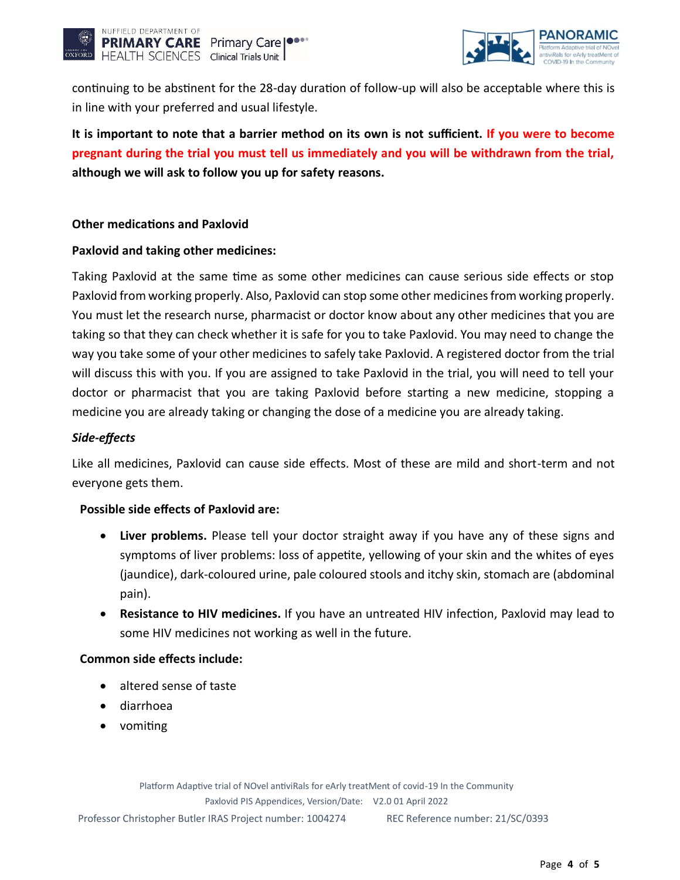continuing to be abstinent for the 28-day duration of follow-up will also be acceptable where this is in line with your preferred and usual lifestyle.

**It is important to note that a barrier method on its own is not sufficient. If you were to become pregnant during the trial you must tell us immediately and you will be withdrawn from the trial, although we will ask to follow you up for safety reasons.**

**Other medications and Paxlovid**

**Paxlovid and taking other medicines:**

Taking Paxlovid at the same time as some other medicines can cause serious side effects or stop Paxlovid from working properly. Also, Paxlovid can stop some other medicines from working properly. You must let the research nurse, pharmacist or doctor know about any other medicines that you are taking so that they can check whether it is safe for you to take Paxlovid. You may need to change the way you take some of your other medicines to safely take Paxlovid. A registered doctor from the trial will discuss this with you. If you are assigned to take Paxlovid in the trial, you will need to tell your doctor or pharmacist that you are taking Paxlovid before starting a new medicine, stopping a medicine you are already taking or changing the dose of a medicine you are already taking.

***Side-effects***

Like all medicines, Paxlovid can cause side effects. Most of these are mild and short-term and not everyone gets them.

**Possible side effects of Paxlovid are:**

- **Liver problems.** Please tell your doctor straight away if you have any of these signs and symptoms of liver problems: loss of appetite, yellowing of your skin and the whites of eyes (jaundice), dark-coloured urine, pale coloured stools and itchy skin, stomach are (abdominal pain).
- **Resistance to HIV medicines.** If you have an untreated HIV infection, Paxlovid may lead to some HIV medicines not working as well in the future.

**Common side effects include:**

- altered sense of taste
- diarrhoea
- vomiting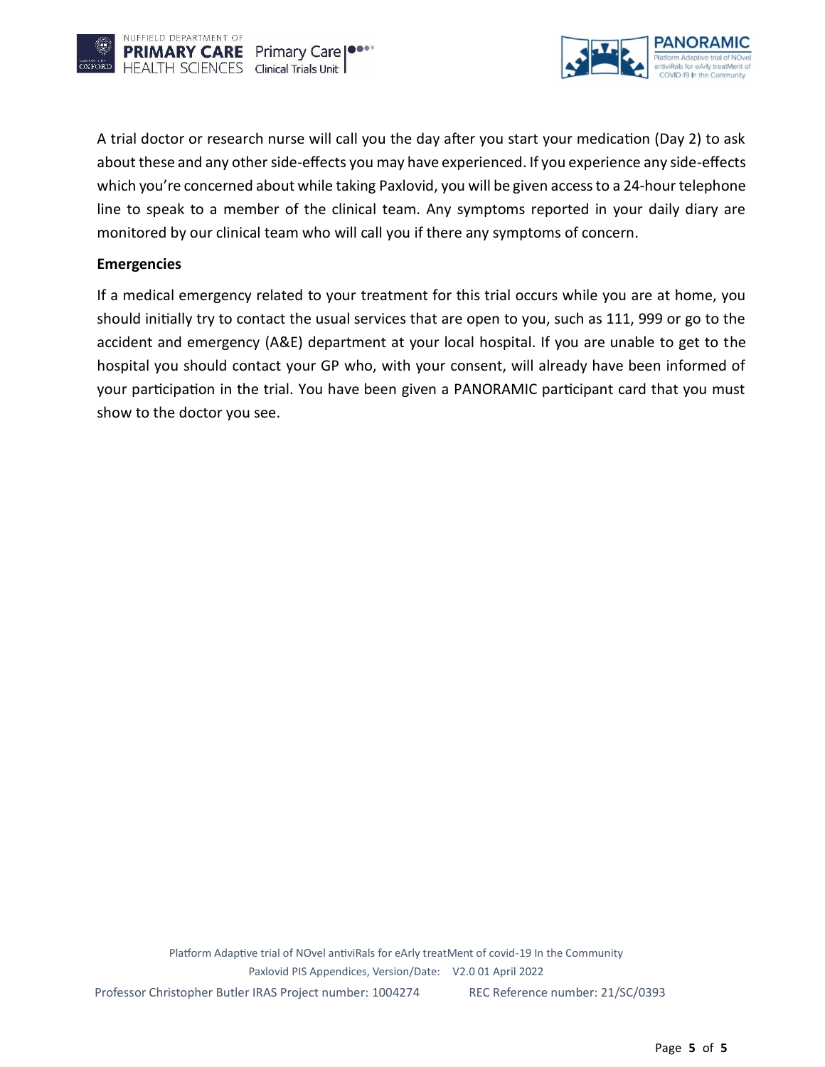A trial doctor or research nurse will call you the day after you start your medication (Day 2) to ask about these and any other side-effects you may have experienced. If you experience any side-effects which you're concerned about while taking Paxlovid, you will be given access to a 24-hour telephone line to speak to a member of the clinical team. Any symptoms reported in your daily diary are monitored by our clinical team who will call you if there any symptoms of concern.

**Emergencies**

If a medical emergency related to your treatment for this trial occurs while you are at home, you should initially try to contact the usual services that are open to you, such as 111, 999 or go to the accident and emergency (A&E) department at your local hospital. If you are unable to get to the hospital you should contact your GP who, with your consent, will already have been informed of your participation in the trial. You have been given a PANORAMIC participant card that you must show to the doctor you see.